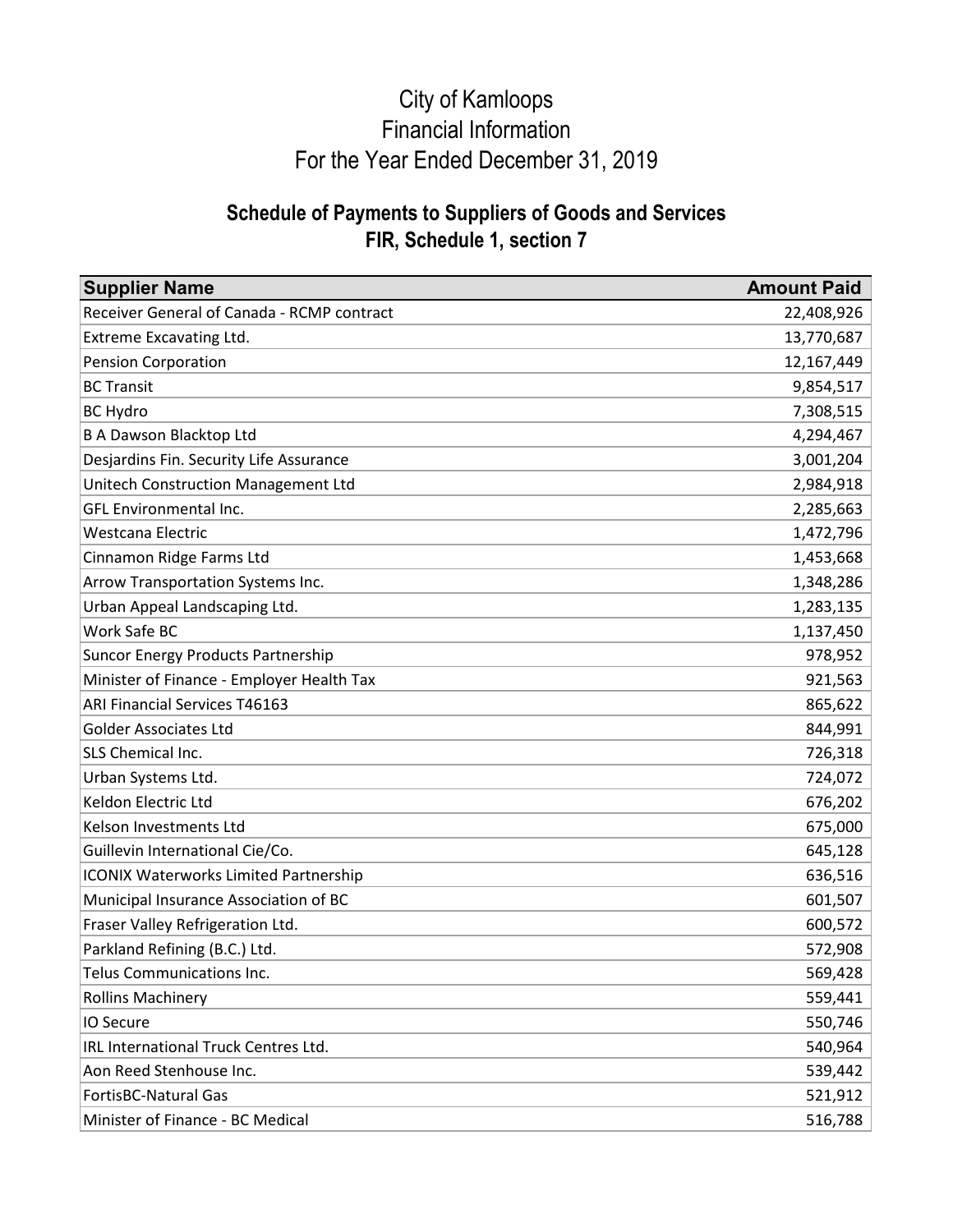# City of Kamloops
# Financial Information
# For the Year Ended December 31, 2019

## Schedule of Payments to Suppliers of Goods and Services
## FIR, Schedule 1, section 7

| Supplier Name | Amount Paid |
|---|---:|
| Receiver General of Canada - RCMP contract | 22,408,926 |
| Extreme Excavating Ltd. | 13,770,687 |
| Pension Corporation | 12,167,449 |
| BC Transit | 9,854,517 |
| BC Hydro | 7,308,515 |
| B A Dawson Blacktop Ltd | 4,294,467 |
| Desjardins Fin. Security Life Assurance | 3,001,204 |
| Unitech Construction Management Ltd | 2,984,918 |
| GFL Environmental Inc. | 2,285,663 |
| Westcana Electric | 1,472,796 |
| Cinnamon Ridge Farms Ltd | 1,453,668 |
| Arrow Transportation Systems Inc. | 1,348,286 |
| Urban Appeal Landscaping Ltd. | 1,283,135 |
| Work Safe BC | 1,137,450 |
| Suncor Energy Products Partnership | 978,952 |
| Minister of Finance - Employer Health Tax | 921,563 |
| ARI Financial Services T46163 | 865,622 |
| Golder Associates Ltd | 844,991 |
| SLS Chemical Inc. | 726,318 |
| Urban Systems Ltd. | 724,072 |
| Keldon Electric Ltd | 676,202 |
| Kelson Investments Ltd | 675,000 |
| Guillevin International Cie/Co. | 645,128 |
| ICONIX Waterworks Limited Partnership | 636,516 |
| Municipal Insurance Association of BC | 601,507 |
| Fraser Valley Refrigeration Ltd. | 600,572 |
| Parkland Refining (B.C.) Ltd. | 572,908 |
| Telus Communications Inc. | 569,428 |
| Rollins Machinery | 559,441 |
| IO Secure | 550,746 |
| IRL International Truck Centres Ltd. | 540,964 |
| Aon Reed Stenhouse Inc. | 539,442 |
| FortisBC-Natural Gas | 521,912 |
| Minister of Finance - BC Medical | 516,788 |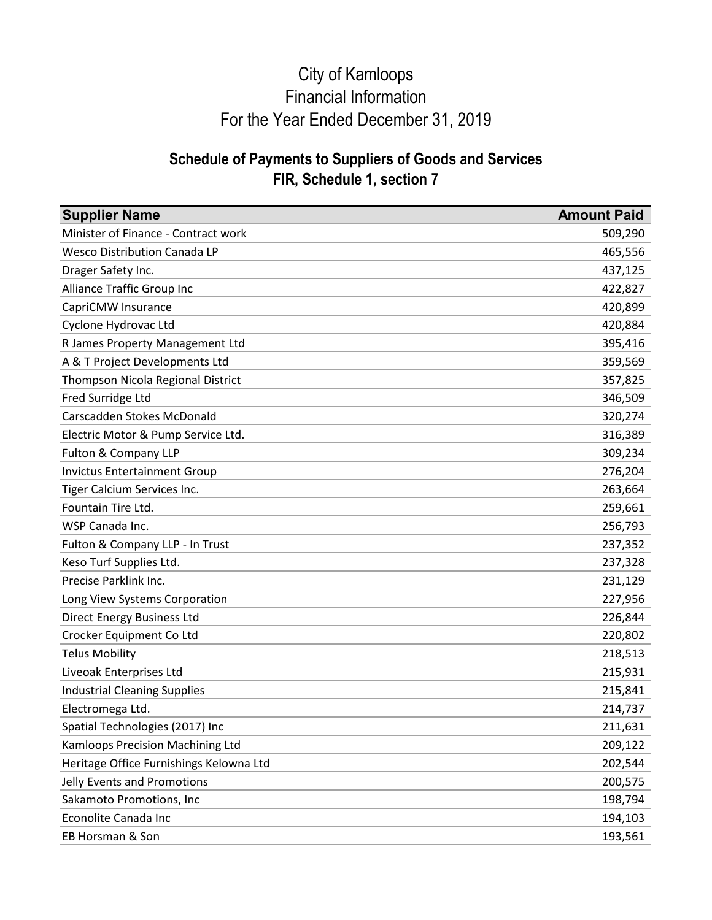# City of Kamloops
# Financial Information
# For the Year Ended December 31, 2019

## Schedule of Payments to Suppliers of Goods and Services
## FIR, Schedule 1, section 7

| Supplier Name | Amount Paid |
|---|---:|
| Minister of Finance - Contract work | 509,290 |
| Wesco Distribution Canada LP | 465,556 |
| Drager Safety Inc. | 437,125 |
| Alliance Traffic Group Inc | 422,827 |
| CapriCMW Insurance | 420,899 |
| Cyclone Hydrovac Ltd | 420,884 |
| R James Property Management Ltd | 395,416 |
| A & T Project Developments Ltd | 359,569 |
| Thompson Nicola Regional District | 357,825 |
| Fred Surridge Ltd | 346,509 |
| Carscadden Stokes McDonald | 320,274 |
| Electric Motor & Pump Service Ltd. | 316,389 |
| Fulton & Company LLP | 309,234 |
| Invictus Entertainment Group | 276,204 |
| Tiger Calcium Services Inc. | 263,664 |
| Fountain Tire Ltd. | 259,661 |
| WSP Canada Inc. | 256,793 |
| Fulton & Company LLP - In Trust | 237,352 |
| Keso Turf Supplies Ltd. | 237,328 |
| Precise Parklink Inc. | 231,129 |
| Long View Systems Corporation | 227,956 |
| Direct Energy Business Ltd | 226,844 |
| Crocker Equipment Co Ltd | 220,802 |
| Telus Mobility | 218,513 |
| Liveoak Enterprises Ltd | 215,931 |
| Industrial Cleaning Supplies | 215,841 |
| Electromega Ltd. | 214,737 |
| Spatial Technologies (2017) Inc | 211,631 |
| Kamloops Precision Machining Ltd | 209,122 |
| Heritage Office Furnishings Kelowna Ltd | 202,544 |
| Jelly Events and Promotions | 200,575 |
| Sakamoto Promotions, Inc | 198,794 |
| Econolite Canada Inc | 194,103 |
| EB Horsman & Son | 193,561 |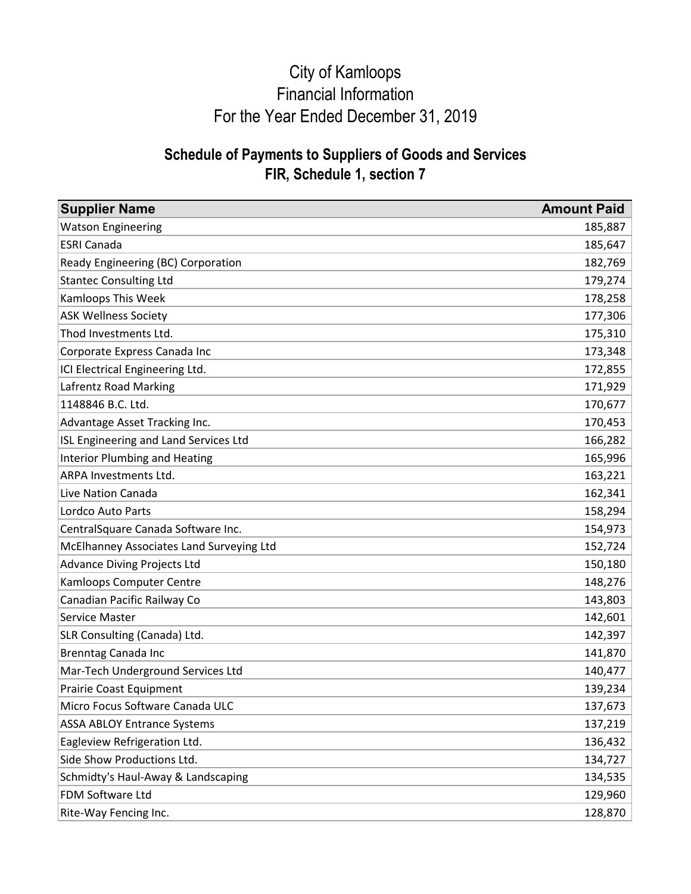# City of Kamloops
# Financial Information
# For the Year Ended December 31, 2019

## Schedule of Payments to Suppliers of Goods and Services
## FIR, Schedule 1, section 7

| Supplier Name | Amount Paid |
|---|---:|
| Watson Engineering | 185,887 |
| ESRI Canada | 185,647 |
| Ready Engineering (BC) Corporation | 182,769 |
| Stantec Consulting Ltd | 179,274 |
| Kamloops This Week | 178,258 |
| ASK Wellness Society | 177,306 |
| Thod Investments Ltd. | 175,310 |
| Corporate Express Canada Inc | 173,348 |
| ICI Electrical Engineering Ltd. | 172,855 |
| Lafrentz Road Marking | 171,929 |
| 1148846 B.C. Ltd. | 170,677 |
| Advantage Asset Tracking Inc. | 170,453 |
| ISL Engineering and Land Services Ltd | 166,282 |
| Interior Plumbing and Heating | 165,996 |
| ARPA Investments Ltd. | 163,221 |
| Live Nation Canada | 162,341 |
| Lordco Auto Parts | 158,294 |
| CentralSquare Canada Software Inc. | 154,973 |
| McElhanney Associates Land Surveying Ltd | 152,724 |
| Advance Diving Projects Ltd | 150,180 |
| Kamloops Computer Centre | 148,276 |
| Canadian Pacific Railway Co | 143,803 |
| Service Master | 142,601 |
| SLR Consulting (Canada) Ltd. | 142,397 |
| Brenntag Canada Inc | 141,870 |
| Mar-Tech Underground Services Ltd | 140,477 |
| Prairie Coast Equipment | 139,234 |
| Micro Focus Software Canada ULC | 137,673 |
| ASSA ABLOY Entrance Systems | 137,219 |
| Eagleview Refrigeration Ltd. | 136,432 |
| Side Show Productions Ltd. | 134,727 |
| Schmidty's Haul-Away & Landscaping | 134,535 |
| FDM Software Ltd | 129,960 |
| Rite-Way Fencing Inc. | 128,870 |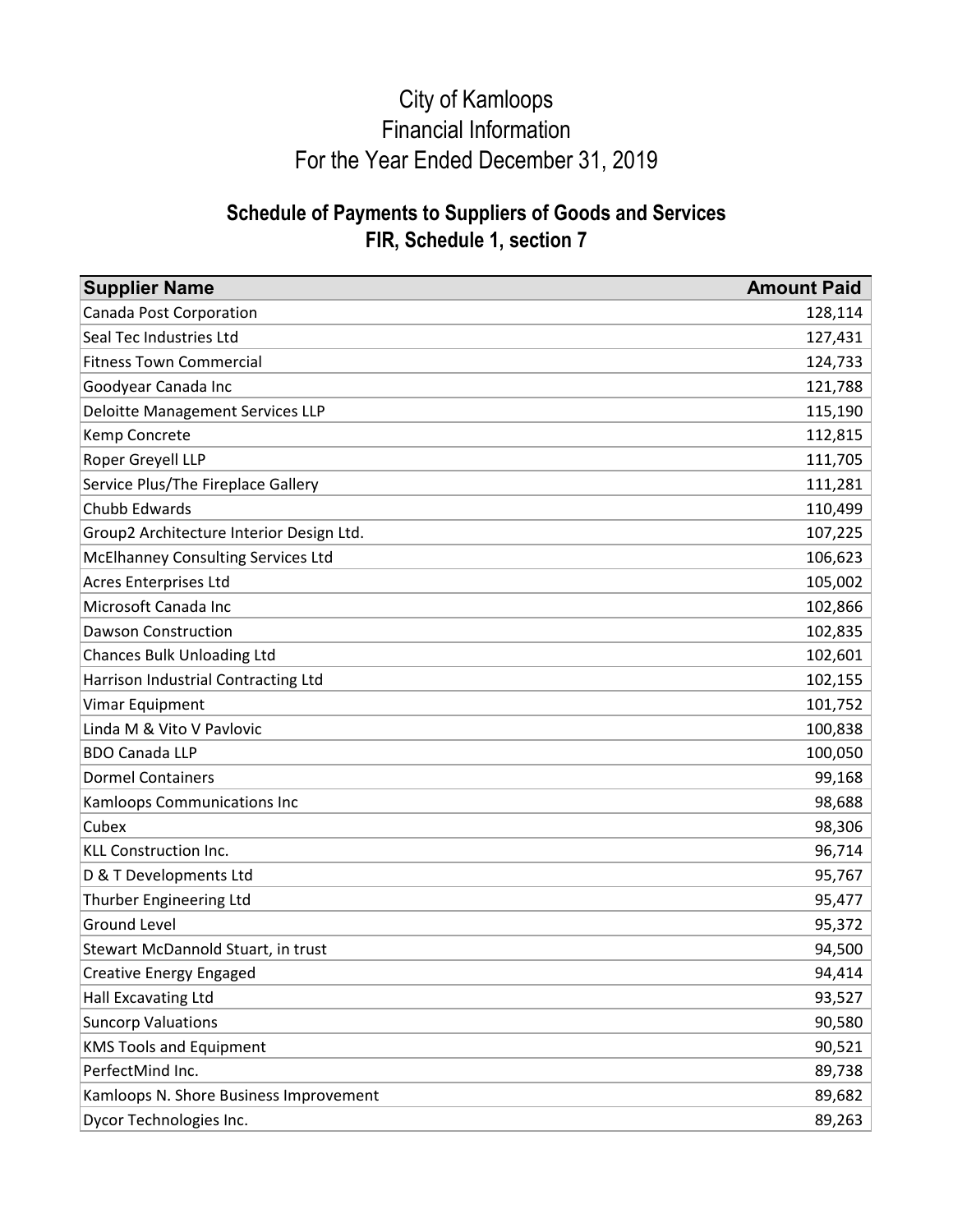# City of Kamloops
# Financial Information
# For the Year Ended December 31, 2019

## Schedule of Payments to Suppliers of Goods and Services
## FIR, Schedule 1, section 7

| Supplier Name | Amount Paid |
|---|---:|
| Canada Post Corporation | 128,114 |
| Seal Tec Industries Ltd | 127,431 |
| Fitness Town Commercial | 124,733 |
| Goodyear Canada Inc | 121,788 |
| Deloitte Management Services LLP | 115,190 |
| Kemp Concrete | 112,815 |
| Roper Greyell LLP | 111,705 |
| Service Plus/The Fireplace Gallery | 111,281 |
| Chubb Edwards | 110,499 |
| Group2 Architecture Interior Design Ltd. | 107,225 |
| McElhanney Consulting Services Ltd | 106,623 |
| Acres Enterprises Ltd | 105,002 |
| Microsoft Canada Inc | 102,866 |
| Dawson Construction | 102,835 |
| Chances Bulk Unloading Ltd | 102,601 |
| Harrison Industrial Contracting Ltd | 102,155 |
| Vimar Equipment | 101,752 |
| Linda M & Vito V Pavlovic | 100,838 |
| BDO Canada LLP | 100,050 |
| Dormel Containers | 99,168 |
| Kamloops Communications Inc | 98,688 |
| Cubex | 98,306 |
| KLL Construction Inc. | 96,714 |
| D & T Developments Ltd | 95,767 |
| Thurber Engineering Ltd | 95,477 |
| Ground Level | 95,372 |
| Stewart McDannold Stuart, in trust | 94,500 |
| Creative Energy Engaged | 94,414 |
| Hall Excavating Ltd | 93,527 |
| Suncorp Valuations | 90,580 |
| KMS Tools and Equipment | 90,521 |
| PerfectMind Inc. | 89,738 |
| Kamloops N. Shore Business Improvement | 89,682 |
| Dycor Technologies Inc. | 89,263 |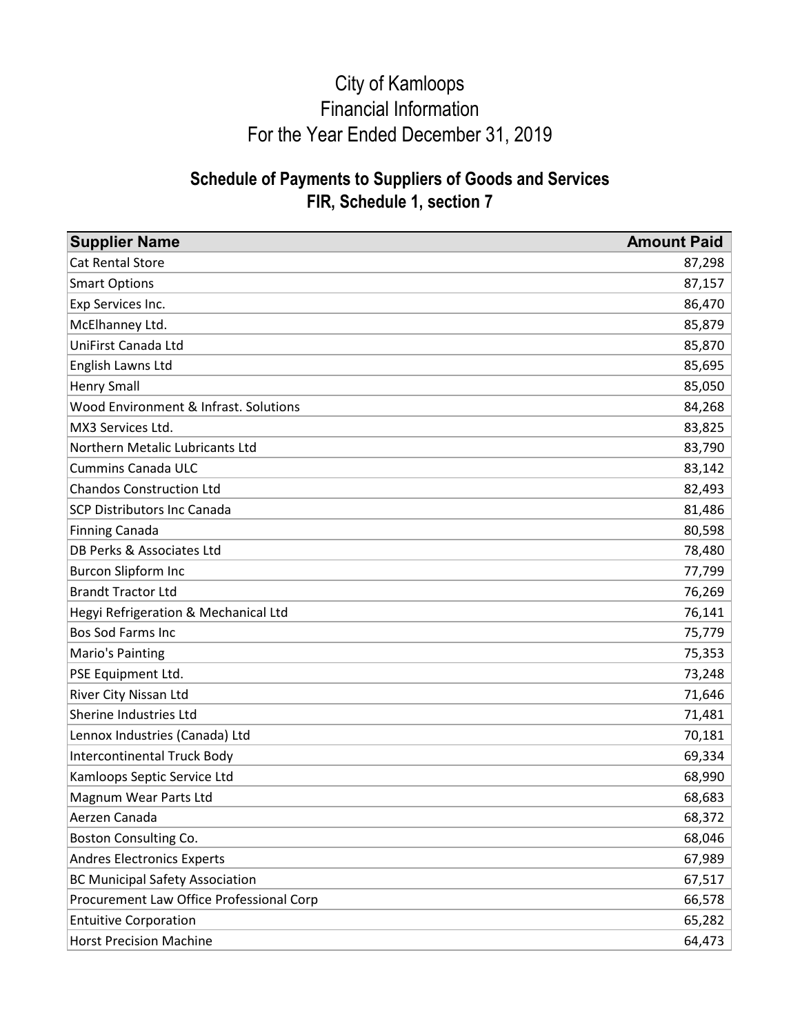# City of Kamloops
# Financial Information
# For the Year Ended December 31, 2019

## Schedule of Payments to Suppliers of Goods and Services
## FIR, Schedule 1, section 7

| Supplier Name | Amount Paid |
|---|---:|
| Cat Rental Store | 87,298 |
| Smart Options | 87,157 |
| Exp Services Inc. | 86,470 |
| McElhanney Ltd. | 85,879 |
| UniFirst Canada Ltd | 85,870 |
| English Lawns Ltd | 85,695 |
| Henry Small | 85,050 |
| Wood Environment & Infrast. Solutions | 84,268 |
| MX3 Services Ltd. | 83,825 |
| Northern Metalic Lubricants Ltd | 83,790 |
| Cummins Canada ULC | 83,142 |
| Chandos Construction Ltd | 82,493 |
| SCP Distributors Inc Canada | 81,486 |
| Finning Canada | 80,598 |
| DB Perks & Associates Ltd | 78,480 |
| Burcon Slipform Inc | 77,799 |
| Brandt Tractor Ltd | 76,269 |
| Hegyi Refrigeration & Mechanical Ltd | 76,141 |
| Bos Sod Farms Inc | 75,779 |
| Mario's Painting | 75,353 |
| PSE Equipment Ltd. | 73,248 |
| River City Nissan Ltd | 71,646 |
| Sherine Industries Ltd | 71,481 |
| Lennox Industries (Canada) Ltd | 70,181 |
| Intercontinental Truck Body | 69,334 |
| Kamloops Septic Service Ltd | 68,990 |
| Magnum Wear Parts Ltd | 68,683 |
| Aerzen Canada | 68,372 |
| Boston Consulting Co. | 68,046 |
| Andres Electronics Experts | 67,989 |
| BC Municipal Safety Association | 67,517 |
| Procurement Law Office Professional Corp | 66,578 |
| Entuitive Corporation | 65,282 |
| Horst Precision Machine | 64,473 |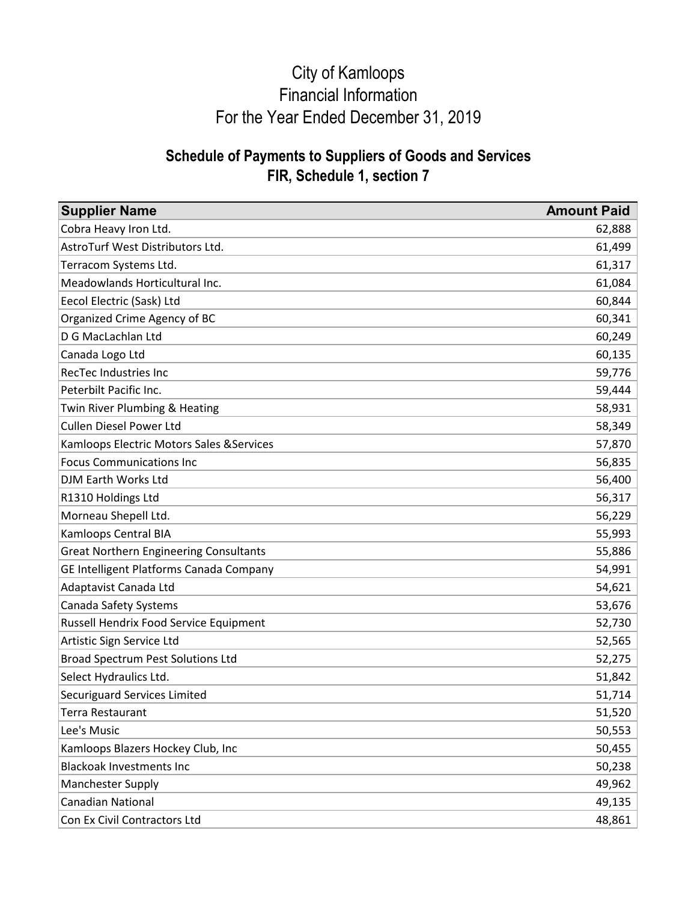# City of Kamloops
# Financial Information
# For the Year Ended December 31, 2019

## Schedule of Payments to Suppliers of Goods and Services
## FIR, Schedule 1, section 7

| Supplier Name | Amount Paid |
|---|---|
| Cobra Heavy Iron Ltd. | 62,888 |
| AstroTurf West Distributors Ltd. | 61,499 |
| Terracom Systems Ltd. | 61,317 |
| Meadowlands Horticultural Inc. | 61,084 |
| Eecol Electric (Sask) Ltd | 60,844 |
| Organized Crime Agency of BC | 60,341 |
| D G MacLachlan Ltd | 60,249 |
| Canada Logo Ltd | 60,135 |
| RecTec Industries Inc | 59,776 |
| Peterbilt Pacific Inc. | 59,444 |
| Twin River Plumbing & Heating | 58,931 |
| Cullen Diesel Power Ltd | 58,349 |
| Kamloops Electric Motors Sales &Services | 57,870 |
| Focus Communications Inc | 56,835 |
| DJM Earth Works Ltd | 56,400 |
| R1310 Holdings Ltd | 56,317 |
| Morneau Shepell Ltd. | 56,229 |
| Kamloops Central BIA | 55,993 |
| Great Northern Engineering Consultants | 55,886 |
| GE Intelligent Platforms Canada Company | 54,991 |
| Adaptavist Canada Ltd | 54,621 |
| Canada Safety Systems | 53,676 |
| Russell Hendrix Food Service Equipment | 52,730 |
| Artistic Sign Service Ltd | 52,565 |
| Broad Spectrum Pest Solutions Ltd | 52,275 |
| Select Hydraulics Ltd. | 51,842 |
| Securiguard Services Limited | 51,714 |
| Terra Restaurant | 51,520 |
| Lee's Music | 50,553 |
| Kamloops Blazers Hockey Club, Inc | 50,455 |
| Blackoak Investments Inc | 50,238 |
| Manchester Supply | 49,962 |
| Canadian National | 49,135 |
| Con Ex Civil Contractors Ltd | 48,861 |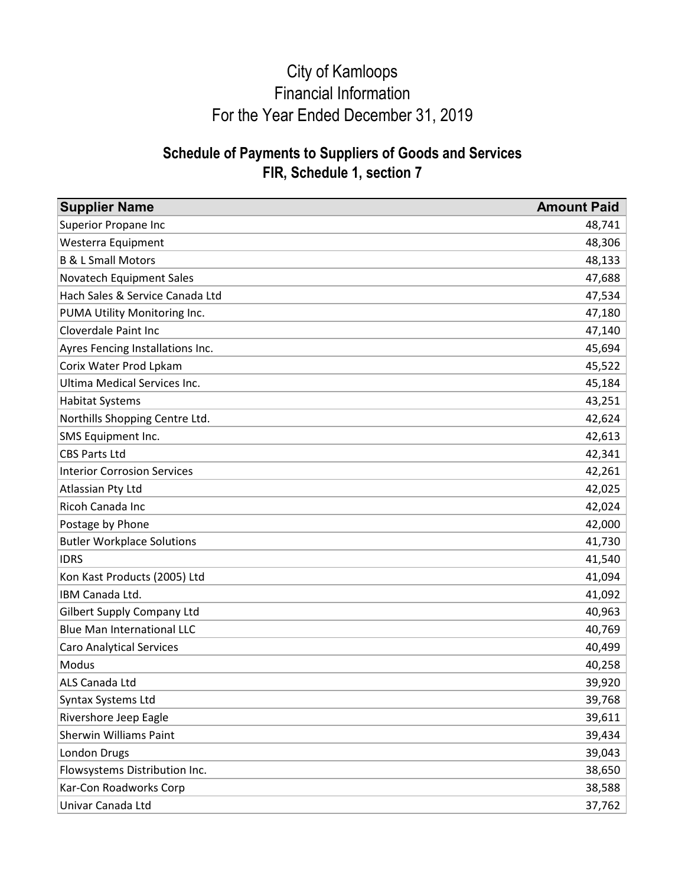# City of Kamloops
# Financial Information
# For the Year Ended December 31, 2019

## Schedule of Payments to Suppliers of Goods and Services
## FIR, Schedule 1, section 7

| Supplier Name | Amount Paid |
|---|---:|
| Superior Propane Inc | 48,741 |
| Westerra Equipment | 48,306 |
| B & L Small Motors | 48,133 |
| Novatech Equipment Sales | 47,688 |
| Hach Sales & Service Canada Ltd | 47,534 |
| PUMA Utility Monitoring Inc. | 47,180 |
| Cloverdale Paint Inc | 47,140 |
| Ayres Fencing Installations Inc. | 45,694 |
| Corix Water Prod Lpkam | 45,522 |
| Ultima Medical Services Inc. | 45,184 |
| Habitat Systems | 43,251 |
| Northills Shopping Centre Ltd. | 42,624 |
| SMS Equipment Inc. | 42,613 |
| CBS Parts Ltd | 42,341 |
| Interior Corrosion Services | 42,261 |
| Atlassian Pty Ltd | 42,025 |
| Ricoh Canada Inc | 42,024 |
| Postage by Phone | 42,000 |
| Butler Workplace Solutions | 41,730 |
| IDRS | 41,540 |
| Kon Kast Products (2005) Ltd | 41,094 |
| IBM Canada Ltd. | 41,092 |
| Gilbert Supply Company Ltd | 40,963 |
| Blue Man International LLC | 40,769 |
| Caro Analytical Services | 40,499 |
| Modus | 40,258 |
| ALS Canada Ltd | 39,920 |
| Syntax Systems Ltd | 39,768 |
| Rivershore Jeep Eagle | 39,611 |
| Sherwin Williams Paint | 39,434 |
| London Drugs | 39,043 |
| Flowsystems Distribution Inc. | 38,650 |
| Kar-Con Roadworks Corp | 38,588 |
| Univar Canada Ltd | 37,762 |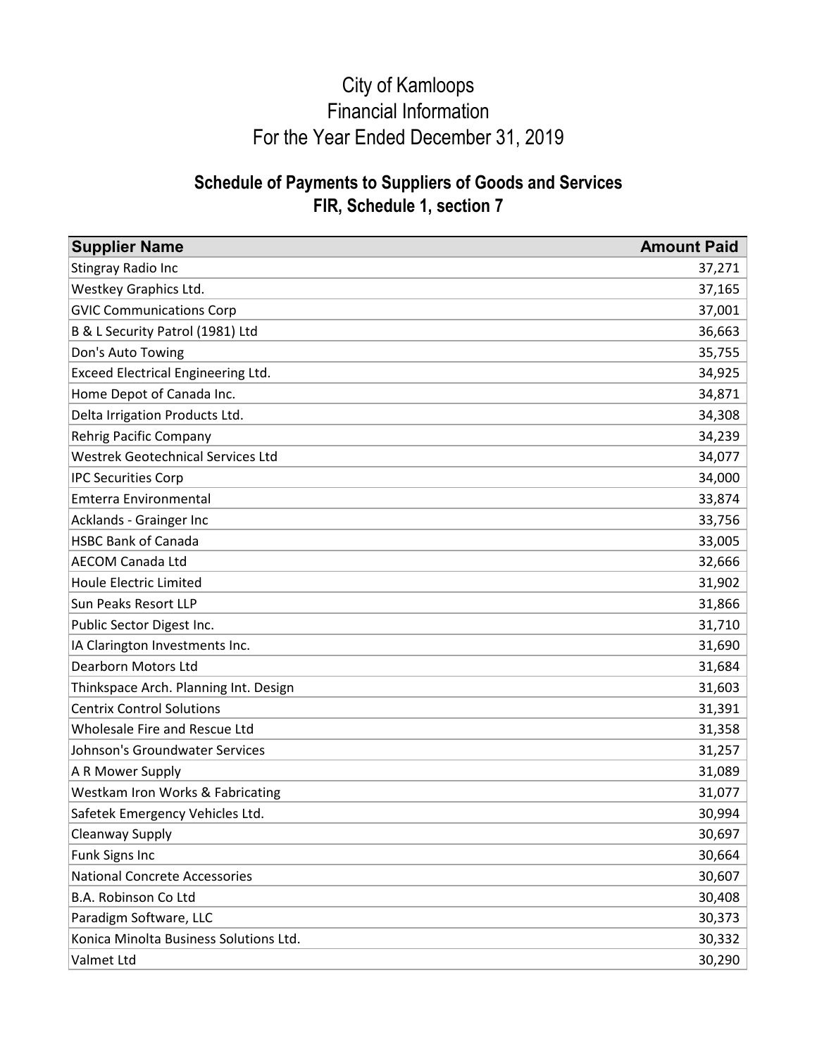# City of Kamloops
# Financial Information
# For the Year Ended December 31, 2019

## Schedule of Payments to Suppliers of Goods and Services
## FIR, Schedule 1, section 7

| Supplier Name | Amount Paid |
|---|---|
| Stingray Radio Inc | 37,271 |
| Westkey Graphics Ltd. | 37,165 |
| GVIC Communications Corp | 37,001 |
| B & L Security Patrol (1981) Ltd | 36,663 |
| Don's Auto Towing | 35,755 |
| Exceed Electrical Engineering Ltd. | 34,925 |
| Home Depot of Canada Inc. | 34,871 |
| Delta Irrigation Products Ltd. | 34,308 |
| Rehrig Pacific Company | 34,239 |
| Westrek Geotechnical Services Ltd | 34,077 |
| IPC Securities Corp | 34,000 |
| Emterra Environmental | 33,874 |
| Acklands - Grainger Inc | 33,756 |
| HSBC Bank of Canada | 33,005 |
| AECOM Canada Ltd | 32,666 |
| Houle Electric Limited | 31,902 |
| Sun Peaks Resort LLP | 31,866 |
| Public Sector Digest Inc. | 31,710 |
| IA Clarington Investments Inc. | 31,690 |
| Dearborn Motors Ltd | 31,684 |
| Thinkspace Arch. Planning Int. Design | 31,603 |
| Centrix Control Solutions | 31,391 |
| Wholesale Fire and Rescue Ltd | 31,358 |
| Johnson's Groundwater Services | 31,257 |
| A R Mower Supply | 31,089 |
| Westkam Iron Works & Fabricating | 31,077 |
| Safetek Emergency Vehicles Ltd. | 30,994 |
| Cleanway Supply | 30,697 |
| Funk Signs Inc | 30,664 |
| National Concrete Accessories | 30,607 |
| B.A. Robinson Co Ltd | 30,408 |
| Paradigm Software, LLC | 30,373 |
| Konica Minolta Business Solutions Ltd. | 30,332 |
| Valmet Ltd | 30,290 |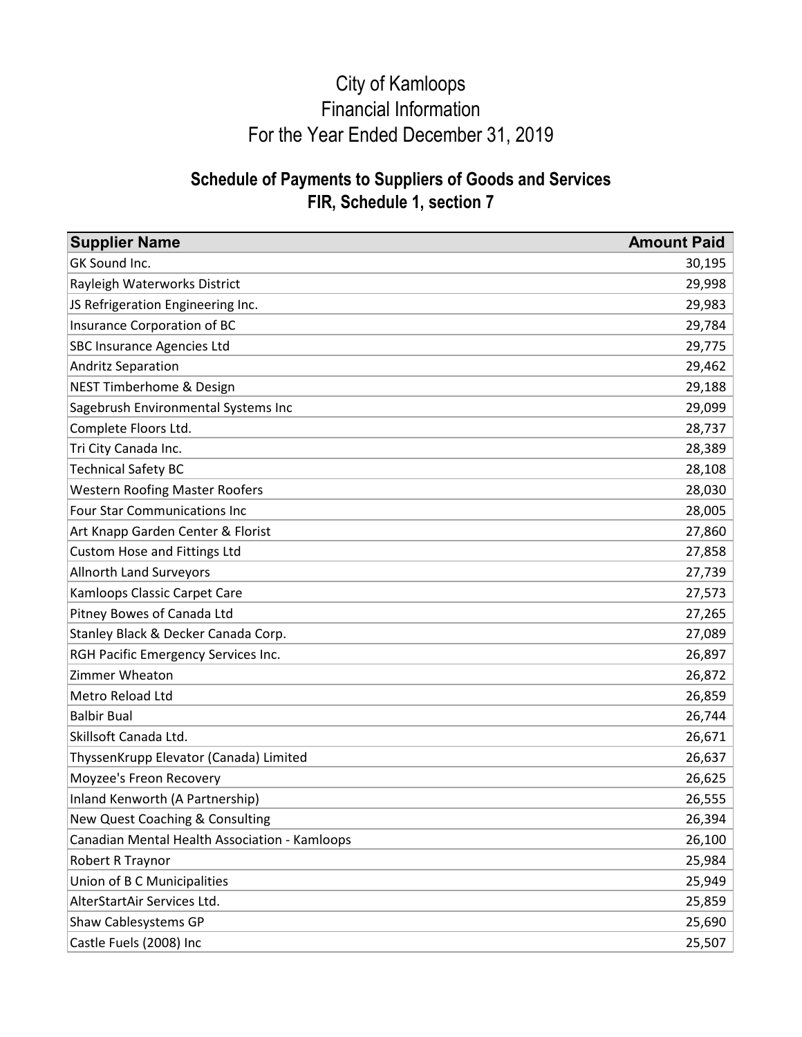# City of Kamloops
# Financial Information
# For the Year Ended December 31, 2019

## Schedule of Payments to Suppliers of Goods and Services
## FIR, Schedule 1, section 7

| Supplier Name | Amount Paid |
|---|---:|
| GK Sound Inc. | 30,195 |
| Rayleigh Waterworks District | 29,998 |
| JS Refrigeration Engineering Inc. | 29,983 |
| Insurance Corporation of BC | 29,784 |
| SBC Insurance Agencies Ltd | 29,775 |
| Andritz Separation | 29,462 |
| NEST Timberhome & Design | 29,188 |
| Sagebrush Environmental Systems Inc | 29,099 |
| Complete Floors Ltd. | 28,737 |
| Tri City Canada Inc. | 28,389 |
| Technical Safety BC | 28,108 |
| Western Roofing Master Roofers | 28,030 |
| Four Star Communications Inc | 28,005 |
| Art Knapp Garden Center & Florist | 27,860 |
| Custom Hose and Fittings Ltd | 27,858 |
| Allnorth Land Surveyors | 27,739 |
| Kamloops Classic Carpet Care | 27,573 |
| Pitney Bowes of Canada Ltd | 27,265 |
| Stanley Black & Decker Canada Corp. | 27,089 |
| RGH Pacific Emergency Services Inc. | 26,897 |
| Zimmer Wheaton | 26,872 |
| Metro Reload Ltd | 26,859 |
| Balbir Bual | 26,744 |
| Skillsoft Canada Ltd. | 26,671 |
| ThyssenKrupp Elevator (Canada) Limited | 26,637 |
| Moyzee's Freon Recovery | 26,625 |
| Inland Kenworth (A Partnership) | 26,555 |
| New Quest Coaching & Consulting | 26,394 |
| Canadian Mental Health Association - Kamloops | 26,100 |
| Robert R Traynor | 25,984 |
| Union of B C Municipalities | 25,949 |
| AlterStartAir Services Ltd. | 25,859 |
| Shaw Cablesystems GP | 25,690 |
| Castle Fuels (2008) Inc | 25,507 |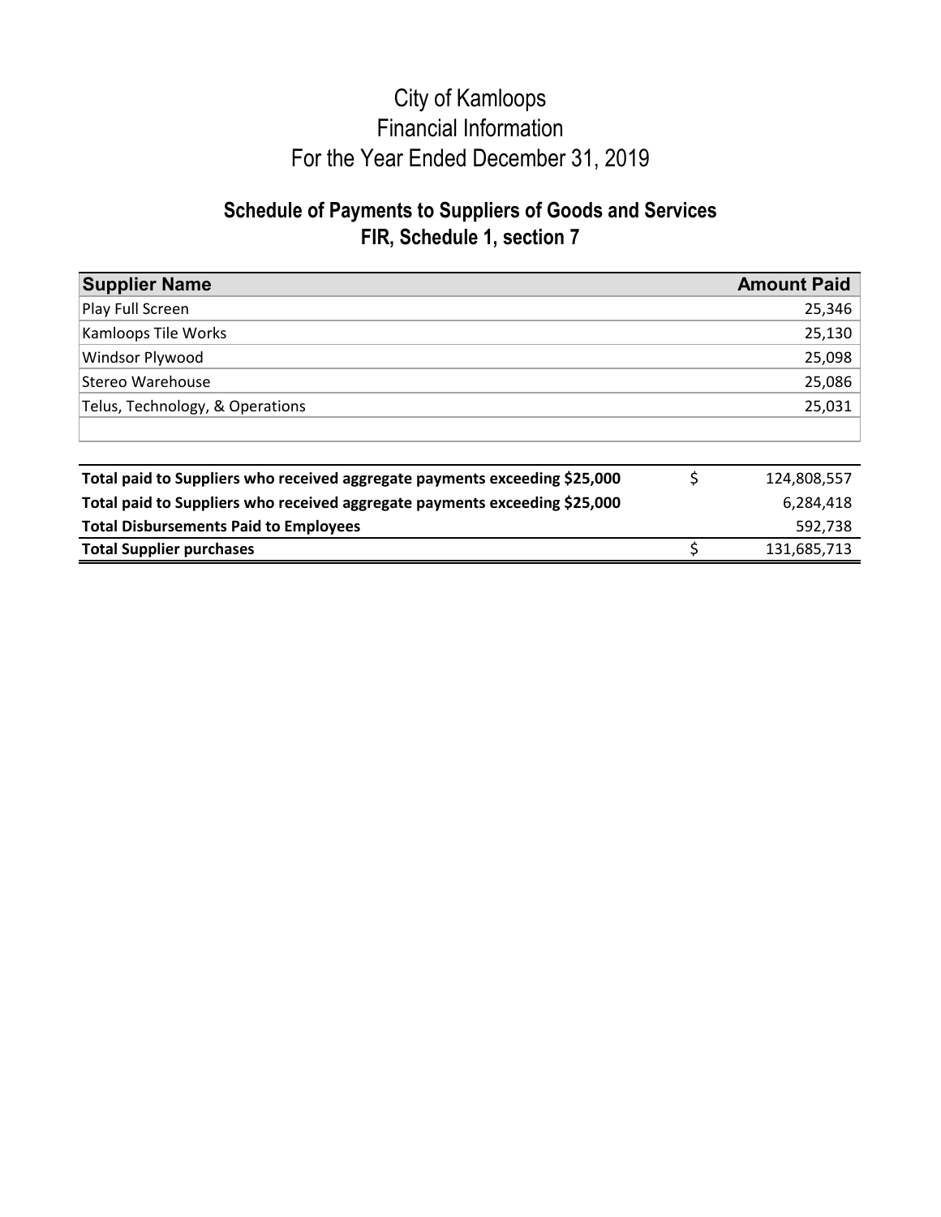# City of Kamloops
# Financial Information
# For the Year Ended December 31, 2019

## Schedule of Payments to Suppliers of Goods and Services
## FIR, Schedule 1, section 7

| Supplier Name | | Amount Paid |
|---|---|---|
| Play Full Screen | | 25,346 |
| Kamloops Tile Works | | 25,130 |
| Windsor Plywood | | 25,098 |
| Stereo Warehouse | | 25,086 |
| Telus, Technology, & Operations | | 25,031 |
| | | |
| **Total paid to Suppliers who received aggregate payments exceeding $25,000** | $ | 124,808,557 |
| **Total paid to Suppliers who received aggregate payments exceeding $25,000** | | 6,284,418 |
| **Total Disbursements Paid to Employees** | | 592,738 |
| **Total Supplier purchases** | $ | 131,685,713 |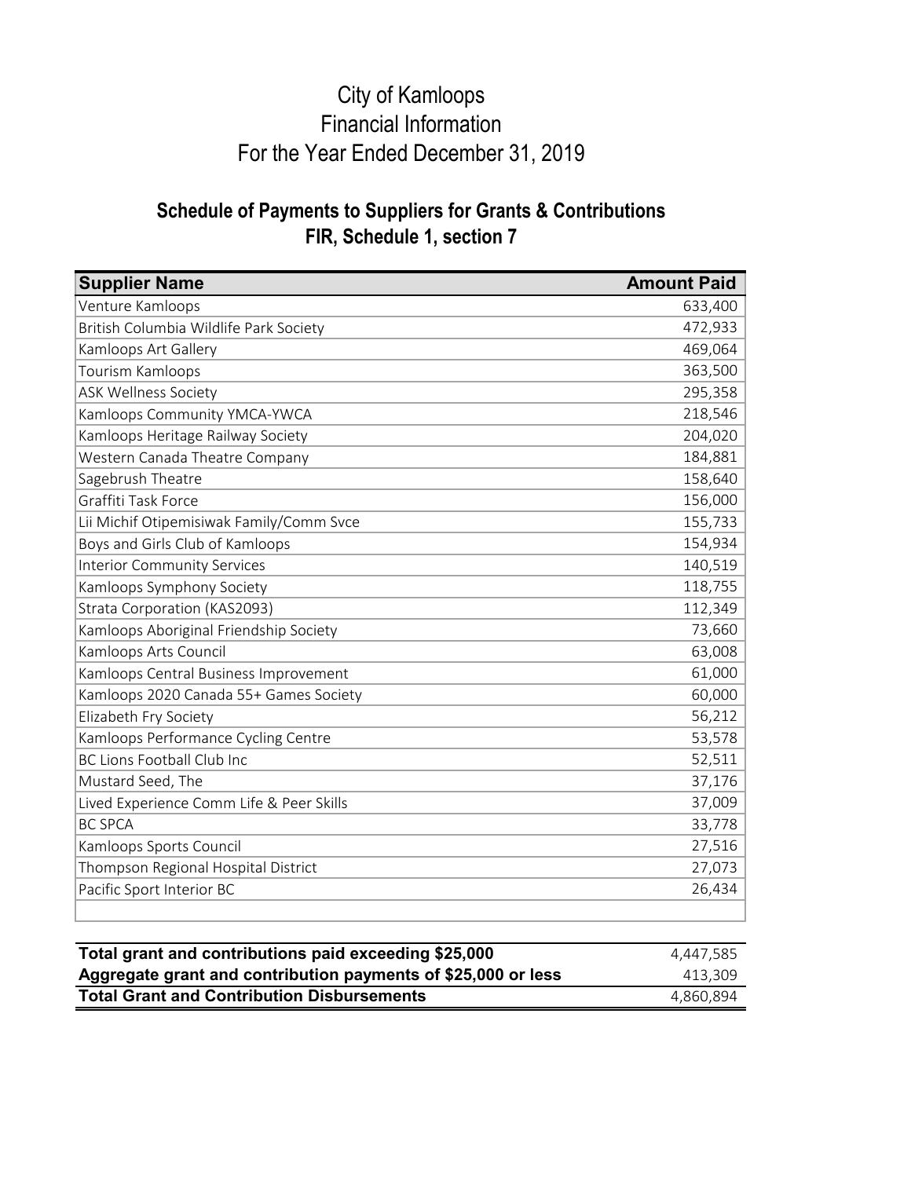# City of Kamloops
# Financial Information
# For the Year Ended December 31, 2019

## Schedule of Payments to Suppliers for Grants & Contributions
## FIR, Schedule 1, section 7

| Supplier Name | Amount Paid |
|---|---:|
| Venture Kamloops | 633,400 |
| British Columbia Wildlife Park Society | 472,933 |
| Kamloops Art Gallery | 469,064 |
| Tourism Kamloops | 363,500 |
| ASK Wellness Society | 295,358 |
| Kamloops Community YMCA-YWCA | 218,546 |
| Kamloops Heritage Railway Society | 204,020 |
| Western Canada Theatre Company | 184,881 |
| Sagebrush Theatre | 158,640 |
| Graffiti Task Force | 156,000 |
| Lii Michif Otipemisiwak Family/Comm Svce | 155,733 |
| Boys and Girls Club of Kamloops | 154,934 |
| Interior Community Services | 140,519 |
| Kamloops Symphony Society | 118,755 |
| Strata Corporation (KAS2093) | 112,349 |
| Kamloops Aboriginal Friendship Society | 73,660 |
| Kamloops Arts Council | 63,008 |
| Kamloops Central Business Improvement | 61,000 |
| Kamloops 2020 Canada 55+ Games Society | 60,000 |
| Elizabeth Fry Society | 56,212 |
| Kamloops Performance Cycling Centre | 53,578 |
| BC Lions Football Club Inc | 52,511 |
| Mustard Seed, The | 37,176 |
| Lived Experience Comm Life & Peer Skills | 37,009 |
| BC SPCA | 33,778 |
| Kamloops Sports Council | 27,516 |
| Thompson Regional Hospital District | 27,073 |
| Pacific Sport Interior BC | 26,434 |
| | |

| | |
|---|---:|
| **Total grant and contributions paid exceeding $25,000** | 4,447,585 |
| **Aggregate grant and contribution payments of $25,000 or less** | 413,309 |
| **Total Grant and Contribution Disbursements** | 4,860,894 |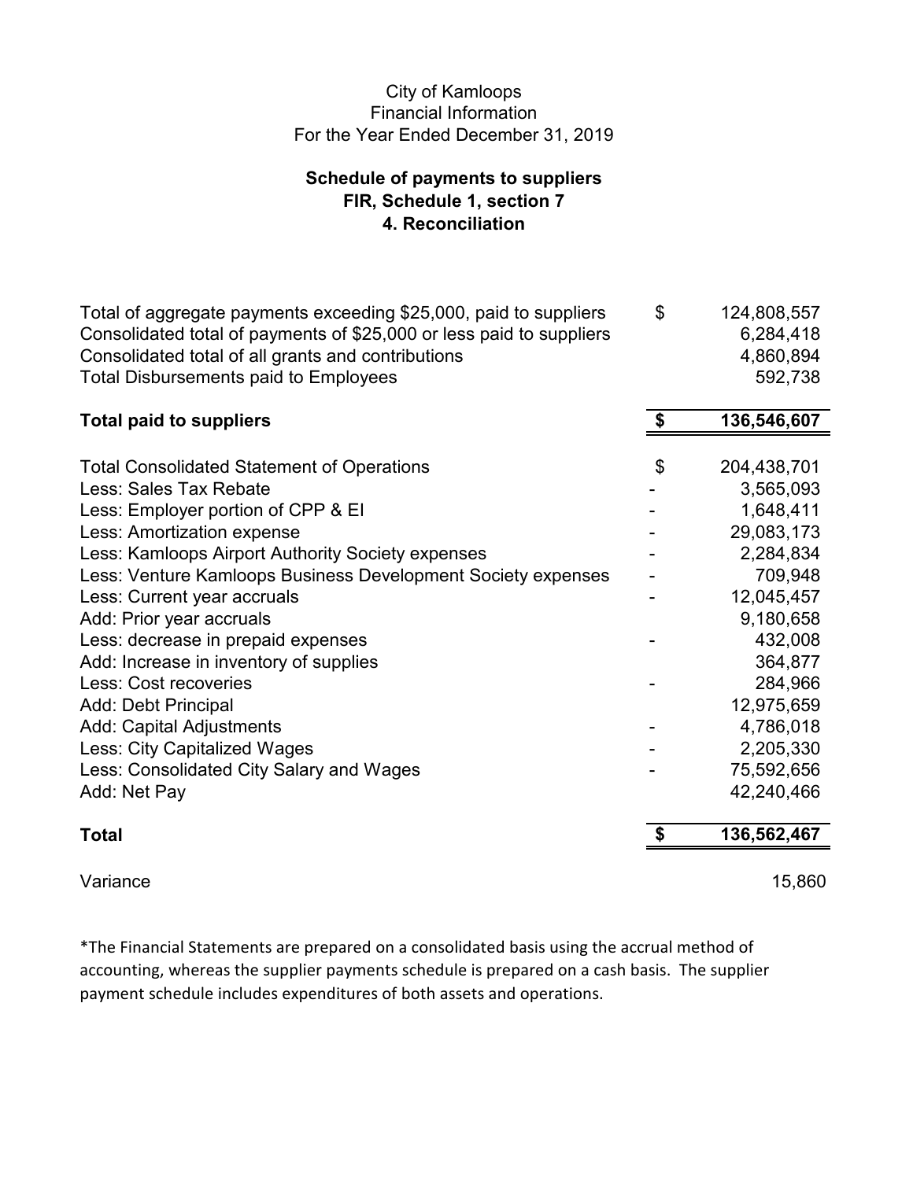City of Kamloops
Financial Information
For the Year Ended December 31, 2019

**Schedule of payments to suppliers**
**FIR, Schedule 1, section 7**
**4. Reconciliation**

| | | |
|---|---|---|
| Total of aggregate payments exceeding $25,000, paid to suppliers | $ | 124,808,557 |
| Consolidated total of payments of $25,000 or less paid to suppliers | | 6,284,418 |
| Consolidated total of all grants and contributions | | 4,860,894 |
| Total Disbursements paid to Employees | | 592,738 |
| **Total paid to suppliers** | **$** | **136,546,607** |
| | | |
| Total Consolidated Statement of Operations | $ | 204,438,701 |
| Less: Sales Tax Rebate | - | 3,565,093 |
| Less: Employer portion of CPP & EI | - | 1,648,411 |
| Less: Amortization expense | - | 29,083,173 |
| Less: Kamloops Airport Authority Society expenses | - | 2,284,834 |
| Less: Venture Kamloops Business Development Society expenses | - | 709,948 |
| Less: Current year accruals | - | 12,045,457 |
| Add: Prior year accruals | | 9,180,658 |
| Less: decrease in prepaid expenses | - | 432,008 |
| Add: Increase in inventory of supplies | | 364,877 |
| Less: Cost recoveries | - | 284,966 |
| Add: Debt Principal | | 12,975,659 |
| Add: Capital Adjustments | - | 4,786,018 |
| Less: City Capitalized Wages | - | 2,205,330 |
| Less: Consolidated City Salary and Wages | - | 75,592,656 |
| Add: Net Pay | | 42,240,466 |
| **Total** | **$** | **136,562,467** |
| | | |
| Variance | | 15,860 |

*The Financial Statements are prepared on a consolidated basis using the accrual method of accounting, whereas the supplier payments schedule is prepared on a cash basis. The supplier payment schedule includes expenditures of both assets and operations.